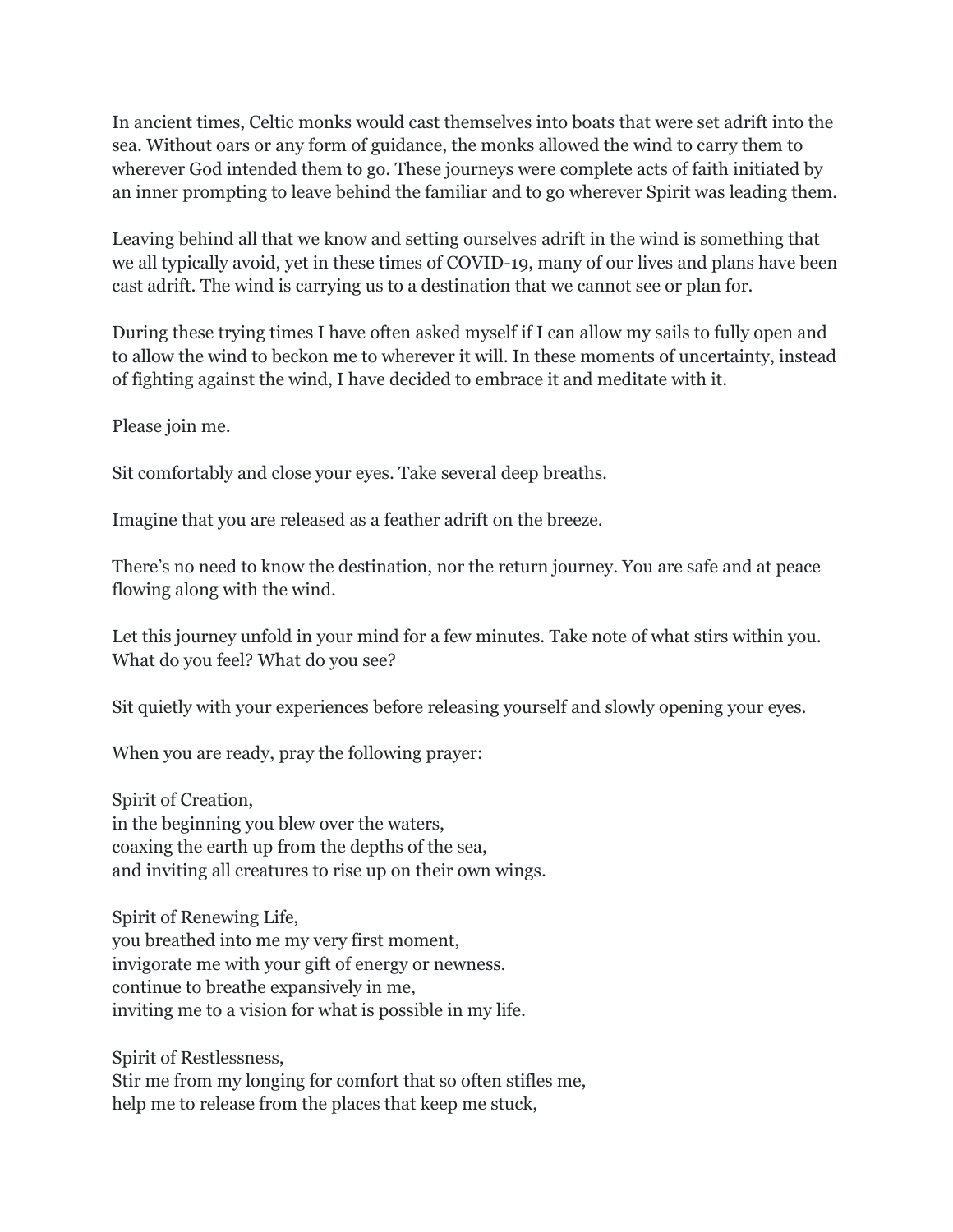In ancient times, Celtic monks would cast themselves into boats that were set adrift into the sea. Without oars or any form of guidance, the monks allowed the wind to carry them to wherever God intended them to go. These journeys were complete acts of faith initiated by an inner prompting to leave behind the familiar and to go wherever Spirit was leading them.

Leaving behind all that we know and setting ourselves adrift in the wind is something that we all typically avoid, yet in these times of COVID-19, many of our lives and plans have been cast adrift. The wind is carrying us to a destination that we cannot see or plan for.

During these trying times I have often asked myself if I can allow my sails to fully open and to allow the wind to beckon me to wherever it will. In these moments of uncertainty, instead of fighting against the wind, I have decided to embrace it and meditate with it.

Please join me.

Sit comfortably and close your eyes. Take several deep breaths.

Imagine that you are released as a feather adrift on the breeze.

There's no need to know the destination, nor the return journey. You are safe and at peace flowing along with the wind.

Let this journey unfold in your mind for a few minutes. Take note of what stirs within you. What do you feel? What do you see?

Sit quietly with your experiences before releasing yourself and slowly opening your eyes.

When you are ready, pray the following prayer:

Spirit of Creation,  
in the beginning you blew over the waters,  
coaxing the earth up from the depths of the sea,  
and inviting all creatures to rise up on their own wings.

Spirit of Renewing Life,  
you breathed into me my very first moment,  
invigorate me with your gift of energy or newness.  
continue to breathe expansively in me,  
inviting me to a vision for what is possible in my life.

Spirit of Restlessness,  
Stir me from my longing for comfort that so often stifles me,  
help me to release from the places that keep me stuck,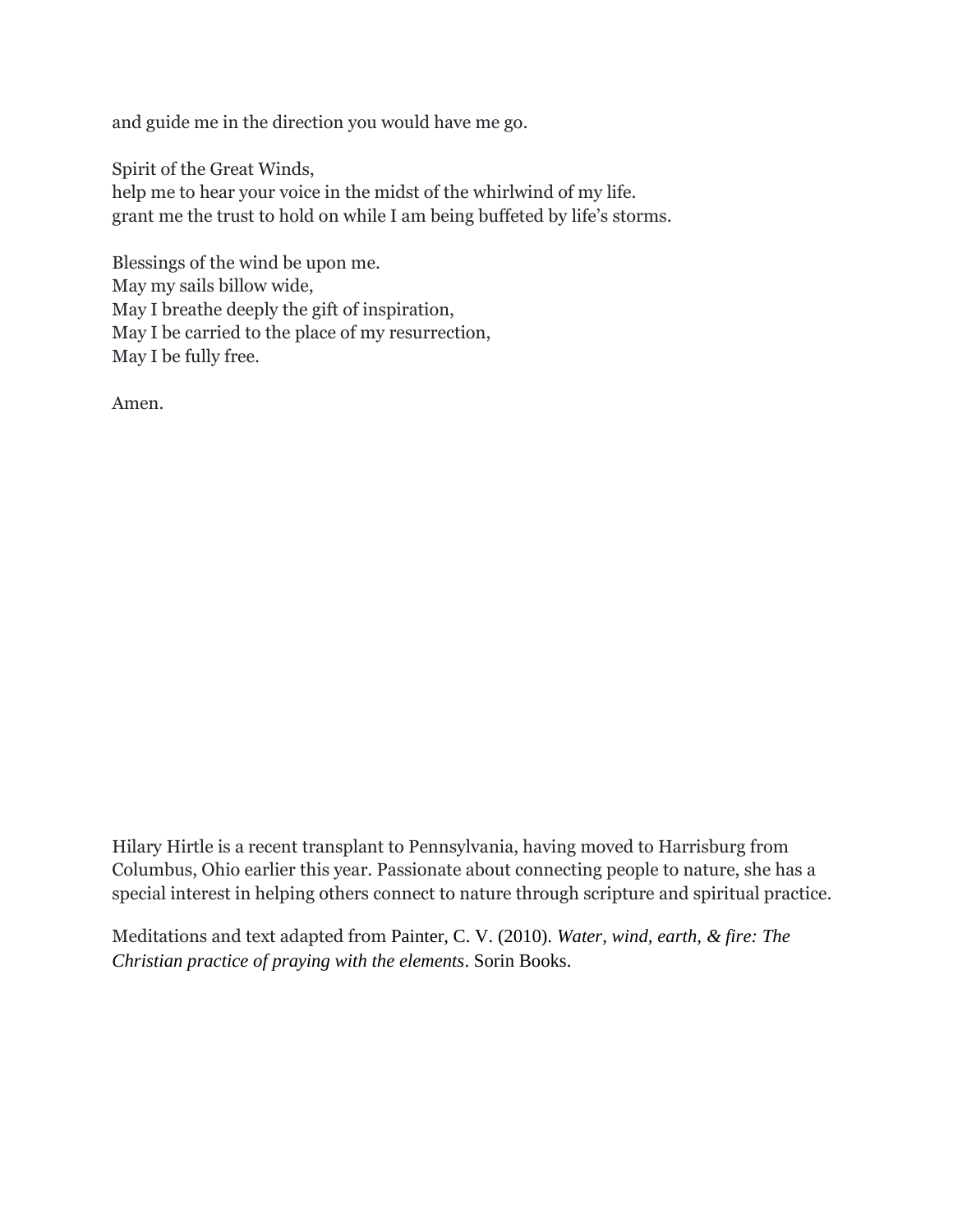and guide me in the direction you would have me go.

Spirit of the Great Winds,  
help me to hear your voice in the midst of the whirlwind of my life.  
grant me the trust to hold on while I am being buffeted by life's storms.

Blessings of the wind be upon me.  
May my sails billow wide,  
May I breathe deeply the gift of inspiration,  
May I be carried to the place of my resurrection,  
May I be fully free.

Amen.

Hilary Hirtle is a recent transplant to Pennsylvania, having moved to Harrisburg from Columbus, Ohio earlier this year. Passionate about connecting people to nature, she has a special interest in helping others connect to nature through scripture and spiritual practice.

Meditations and text adapted from Painter, C. V. (2010). *Water, wind, earth, & fire: The Christian practice of praying with the elements*. Sorin Books.